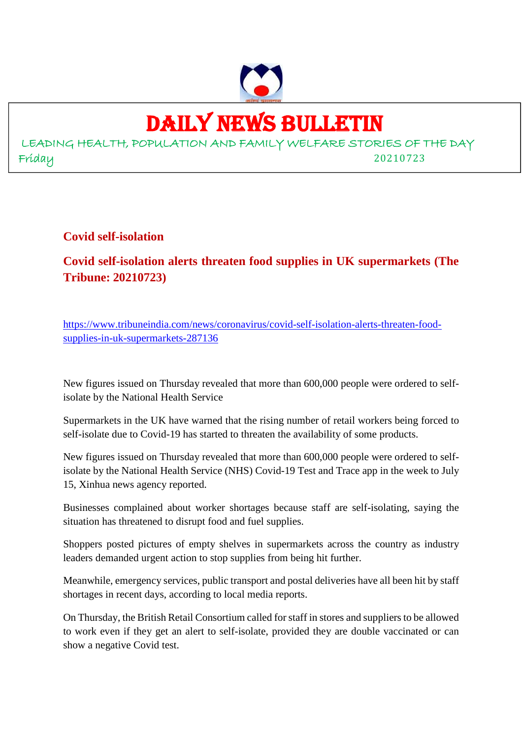# DAILY NEWS BULLETIN

LEADING HEALTH, POPULATION AND FAMILY WELFARE STORIES OF THE DAY

Friday 20210723

## Covid self-isolation

## Covid self-isolation alerts threaten food supplies in UK supermarkets (The Tribune: 20210723)

https://www.tribuneindia.com/news/coronavirus/covid-self-isolation-alerts-threaten-food-supplies-in-uk-supermarkets-287136

New figures issued on Thursday revealed that more than 600,000 people were ordered to self-isolate by the National Health Service

Supermarkets in the UK have warned that the rising number of retail workers being forced to self-isolate due to Covid-19 has started to threaten the availability of some products.

New figures issued on Thursday revealed that more than 600,000 people were ordered to self-isolate by the National Health Service (NHS) Covid-19 Test and Trace app in the week to July 15, Xinhua news agency reported.

Businesses complained about worker shortages because staff are self-isolating, saying the situation has threatened to disrupt food and fuel supplies.

Shoppers posted pictures of empty shelves in supermarkets across the country as industry leaders demanded urgent action to stop supplies from being hit further.

Meanwhile, emergency services, public transport and postal deliveries have all been hit by staff shortages in recent days, according to local media reports.

On Thursday, the British Retail Consortium called for staff in stores and suppliers to be allowed to work even if they get an alert to self-isolate, provided they are double vaccinated or can show a negative Covid test.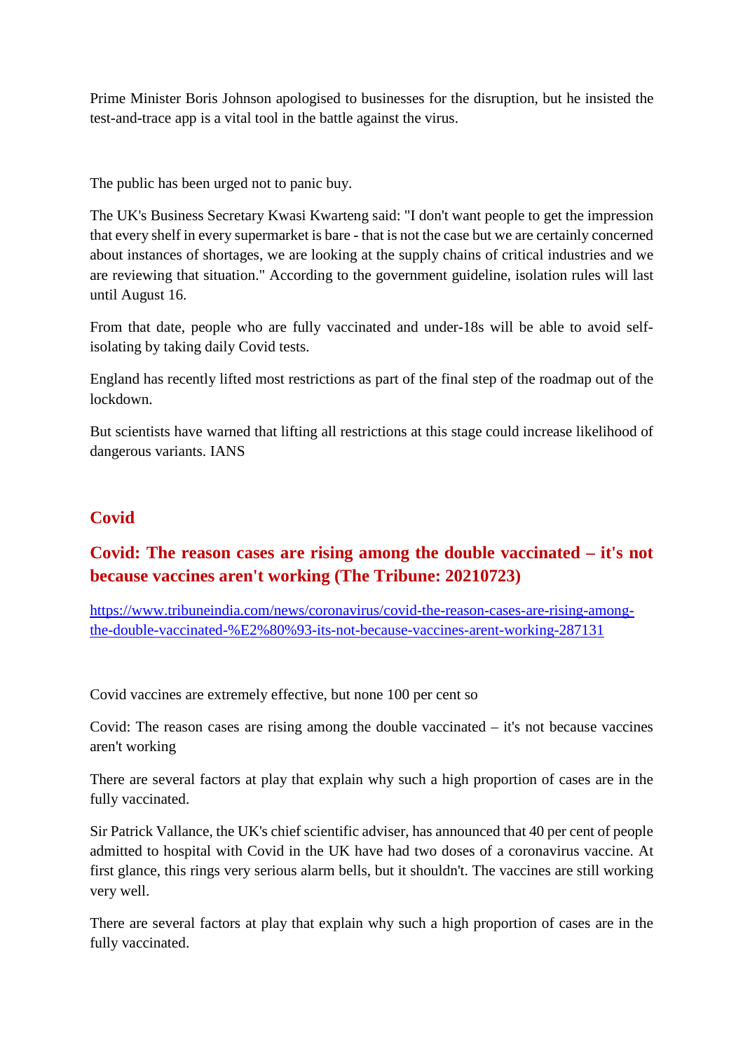Prime Minister Boris Johnson apologised to businesses for the disruption, but he insisted the test-and-trace app is a vital tool in the battle against the virus.

The public has been urged not to panic buy.

The UK's Business Secretary Kwasi Kwarteng said: "I don't want people to get the impression that every shelf in every supermarket is bare - that is not the case but we are certainly concerned about instances of shortages, we are looking at the supply chains of critical industries and we are reviewing that situation." According to the government guideline, isolation rules will last until August 16.

From that date, people who are fully vaccinated and under-18s will be able to avoid self-isolating by taking daily Covid tests.

England has recently lifted most restrictions as part of the final step of the roadmap out of the lockdown.

But scientists have warned that lifting all restrictions at this stage could increase likelihood of dangerous variants. IANS

## Covid

## Covid: The reason cases are rising among the double vaccinated – it's not because vaccines aren't working (The Tribune: 20210723)

https://www.tribuneindia.com/news/coronavirus/covid-the-reason-cases-are-rising-among-the-double-vaccinated-%E2%80%93-its-not-because-vaccines-arent-working-287131

Covid vaccines are extremely effective, but none 100 per cent so

Covid: The reason cases are rising among the double vaccinated – it's not because vaccines aren't working

There are several factors at play that explain why such a high proportion of cases are in the fully vaccinated.

Sir Patrick Vallance, the UK's chief scientific adviser, has announced that 40 per cent of people admitted to hospital with Covid in the UK have had two doses of a coronavirus vaccine. At first glance, this rings very serious alarm bells, but it shouldn't. The vaccines are still working very well.

There are several factors at play that explain why such a high proportion of cases are in the fully vaccinated.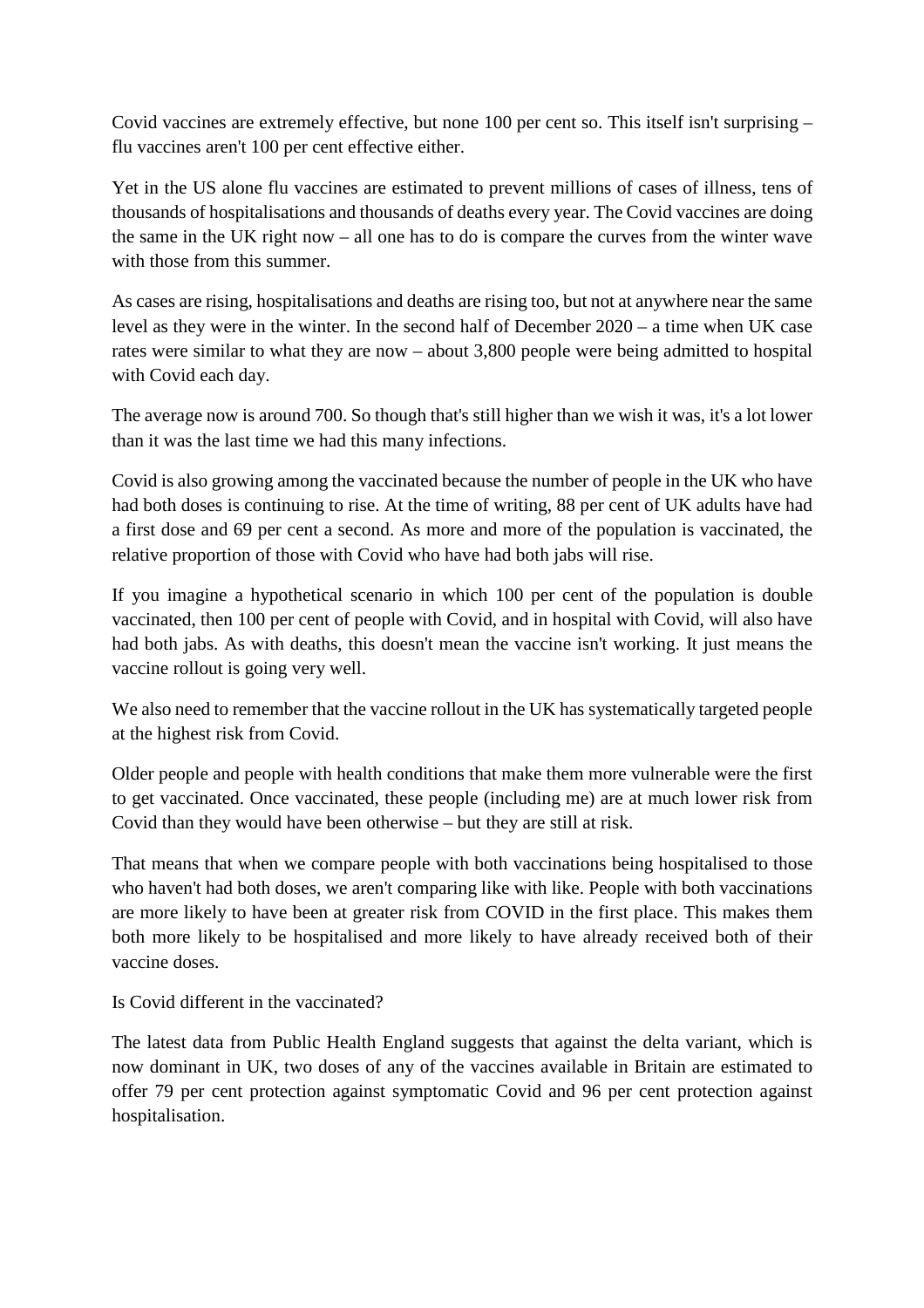Covid vaccines are extremely effective, but none 100 per cent so. This itself isn't surprising – flu vaccines aren't 100 per cent effective either.

Yet in the US alone flu vaccines are estimated to prevent millions of cases of illness, tens of thousands of hospitalisations and thousands of deaths every year. The Covid vaccines are doing the same in the UK right now – all one has to do is compare the curves from the winter wave with those from this summer.

As cases are rising, hospitalisations and deaths are rising too, but not at anywhere near the same level as they were in the winter. In the second half of December 2020 – a time when UK case rates were similar to what they are now – about 3,800 people were being admitted to hospital with Covid each day.

The average now is around 700. So though that's still higher than we wish it was, it's a lot lower than it was the last time we had this many infections.

Covid is also growing among the vaccinated because the number of people in the UK who have had both doses is continuing to rise. At the time of writing, 88 per cent of UK adults have had a first dose and 69 per cent a second. As more and more of the population is vaccinated, the relative proportion of those with Covid who have had both jabs will rise.

If you imagine a hypothetical scenario in which 100 per cent of the population is double vaccinated, then 100 per cent of people with Covid, and in hospital with Covid, will also have had both jabs. As with deaths, this doesn't mean the vaccine isn't working. It just means the vaccine rollout is going very well.

We also need to remember that the vaccine rollout in the UK has systematically targeted people at the highest risk from Covid.

Older people and people with health conditions that make them more vulnerable were the first to get vaccinated. Once vaccinated, these people (including me) are at much lower risk from Covid than they would have been otherwise – but they are still at risk.

That means that when we compare people with both vaccinations being hospitalised to those who haven't had both doses, we aren't comparing like with like. People with both vaccinations are more likely to have been at greater risk from COVID in the first place. This makes them both more likely to be hospitalised and more likely to have already received both of their vaccine doses.

Is Covid different in the vaccinated?

The latest data from Public Health England suggests that against the delta variant, which is now dominant in UK, two doses of any of the vaccines available in Britain are estimated to offer 79 per cent protection against symptomatic Covid and 96 per cent protection against hospitalisation.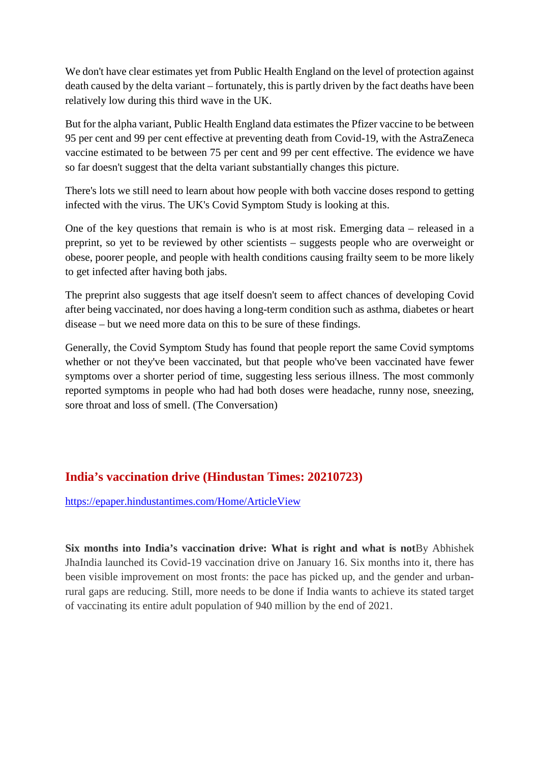We don't have clear estimates yet from Public Health England on the level of protection against death caused by the delta variant – fortunately, this is partly driven by the fact deaths have been relatively low during this third wave in the UK.

But for the alpha variant, Public Health England data estimates the Pfizer vaccine to be between 95 per cent and 99 per cent effective at preventing death from Covid-19, with the AstraZeneca vaccine estimated to be between 75 per cent and 99 per cent effective. The evidence we have so far doesn't suggest that the delta variant substantially changes this picture.

There's lots we still need to learn about how people with both vaccine doses respond to getting infected with the virus. The UK's Covid Symptom Study is looking at this.

One of the key questions that remain is who is at most risk. Emerging data – released in a preprint, so yet to be reviewed by other scientists – suggests people who are overweight or obese, poorer people, and people with health conditions causing frailty seem to be more likely to get infected after having both jabs.

The preprint also suggests that age itself doesn't seem to affect chances of developing Covid after being vaccinated, nor does having a long-term condition such as asthma, diabetes or heart disease – but we need more data on this to be sure of these findings.

Generally, the Covid Symptom Study has found that people report the same Covid symptoms whether or not they've been vaccinated, but that people who've been vaccinated have fewer symptoms over a shorter period of time, suggesting less serious illness. The most commonly reported symptoms in people who had had both doses were headache, runny nose, sneezing, sore throat and loss of smell. (The Conversation)

## India's vaccination drive (Hindustan Times: 20210723)

https://epaper.hindustantimes.com/Home/ArticleView

**Six months into India's vaccination drive: What is right and what is not**By Abhishek JhaIndia launched its Covid-19 vaccination drive on January 16. Six months into it, there has been visible improvement on most fronts: the pace has picked up, and the gender and urban-rural gaps are reducing. Still, more needs to be done if India wants to achieve its stated target of vaccinating its entire adult population of 940 million by the end of 2021.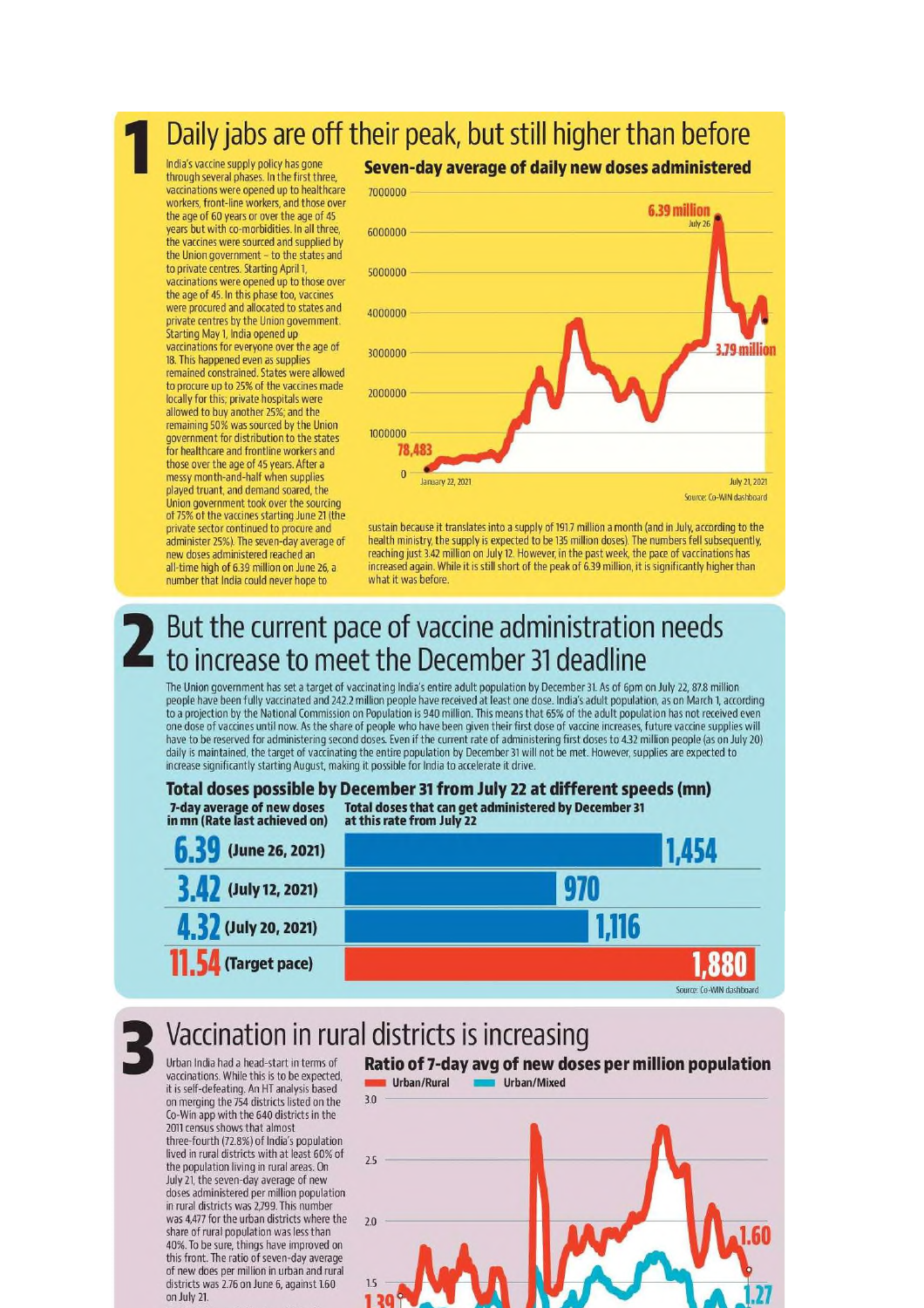# 1 Daily jabs are off their peak, but still higher than before

India's vaccine supply policy has gone through several phases. In the first three, vaccinations were opened up to healthcare workers, front-line workers, and those over the age of 60 years or over the age of 45 years but with co-morbidities. In all three, the vaccines were sourced and supplied by the Union government – to the states and to private centres. Starting April 1, vaccinations were opened up to those over the age of 45. In this phase too, vaccines were procured and allocated to states and private centres by the Union government. Starting May 1, India opened up vaccinations for everyone over the age of 18. This happened even as supplies remained constrained. States were allowed to procure up to 25% of the vaccines made locally for this; private hospitals were allowed to buy another 25%; and the remaining 50% was sourced by the Union government for distribution to the states for healthcare and frontline workers and those over the age of 45 years. After a messy month-and-half when supplies played truant, and demand soared, the Union government took over the sourcing of 75% of the vaccines starting June 21 (the private sector continued to procure and administer 25%). The seven-day average of new doses administered reached an all-time high of 6.39 million on June 26, a number that India could never hope to sustain because it translates into a supply of 191.7 million a month (and in July, according to the health ministry, the supply is expected to be 135 million doses). The numbers fell subsequently, reaching just 3.42 million on July 12. However, in the past week, the pace of vaccinations has increased again. While it is still short of the peak of 6.39 million, it is significantly higher than what it was before.

**Seven-day average of daily new doses administered**

Chart labels: 78,483 (January 22, 2021); 6.39 million (July 26); 3.79 million (July 21, 2021)

Source: Co-WIN dashboard

# 2 But the current pace of vaccine administration needs to increase to meet the December 31 deadline

The Union government has set a target of vaccinating India's entire adult population by December 31. As of 6pm on July 22, 87.8 million people have been fully vaccinated and 242.2 million people have received at least one dose. India's adult population, as on March 1, according to a projection by the National Commission on Population is 940 million. This means that 65% of the adult population has not received even one dose of vaccines until now. As the share of people who have been given their first dose of vaccine increases, future vaccine supplies will have to be reserved for administering second doses. Even if the current rate of administering first doses to 4.32 million people (as on July 20) daily is maintained, the target of vaccinating the entire population by December 31 will not be met. However, supplies are expected to increase significantly starting August, making it possible for India to accelerate it drive.

**Total doses possible by December 31 from July 22 at different speeds (mn)**

| 7-day average of new doses in mn (Rate last achieved on) | Total doses that can get administered by December 31 at this rate from July 22 |
|---|---|
| 6.39 (June 26, 2021) | 1,454 |
| 3.42 (July 12, 2021) | 970 |
| 4.32 (July 20, 2021) | 1,116 |
| 11.54 (Target pace) | 1,880 |

Source: Co-WIN dashboard

# 3 Vaccination in rural districts is increasing

Urban India had a head-start in terms of vaccinations. While this is to be expected, it is self-defeating. An HT analysis based on merging the 754 districts listed on the Co-Win app with the 640 districts in the 2011 census shows that almost three-fourth (72.8%) of India's population lived in rural districts with at least 60% of the population living in rural areas. On July 21, the seven-day average of new doses administered per million population in rural districts was 2,799. This number was 4,477 for the urban districts where the share of rural population was less than 40%. To be sure, things have improved on this front. The ratio of seven-day average of new does per million in urban and rural districts was 2.76 on June 6, against 1.60 on July 21.

**Ratio of 7-day avg of new doses per million population**

Legend: Urban/Rural; Urban/Mixed

Chart labels: 1.60; 1.27; 1.39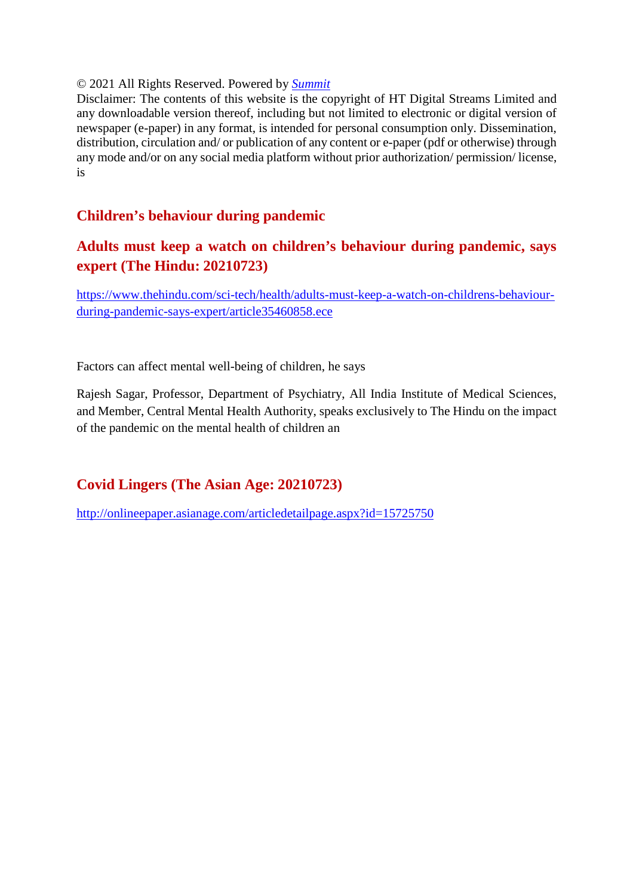© 2021 All Rights Reserved. Powered by *Summit*
Disclaimer: The contents of this website is the copyright of HT Digital Streams Limited and any downloadable version thereof, including but not limited to electronic or digital version of newspaper (e-paper) in any format, is intended for personal consumption only. Dissemination, distribution, circulation and/ or publication of any content or e-paper (pdf or otherwise) through any mode and/or on any social media platform without prior authorization/ permission/ license, is

## Children's behaviour during pandemic

## Adults must keep a watch on children's behaviour during pandemic, says expert (The Hindu: 20210723)

https://www.thehindu.com/sci-tech/health/adults-must-keep-a-watch-on-childrens-behaviour-during-pandemic-says-expert/article35460858.ece

Factors can affect mental well-being of children, he says

Rajesh Sagar, Professor, Department of Psychiatry, All India Institute of Medical Sciences, and Member, Central Mental Health Authority, speaks exclusively to The Hindu on the impact of the pandemic on the mental health of children an

## Covid Lingers (The Asian Age: 20210723)

http://onlineepaper.asianage.com/articledetailpage.aspx?id=15725750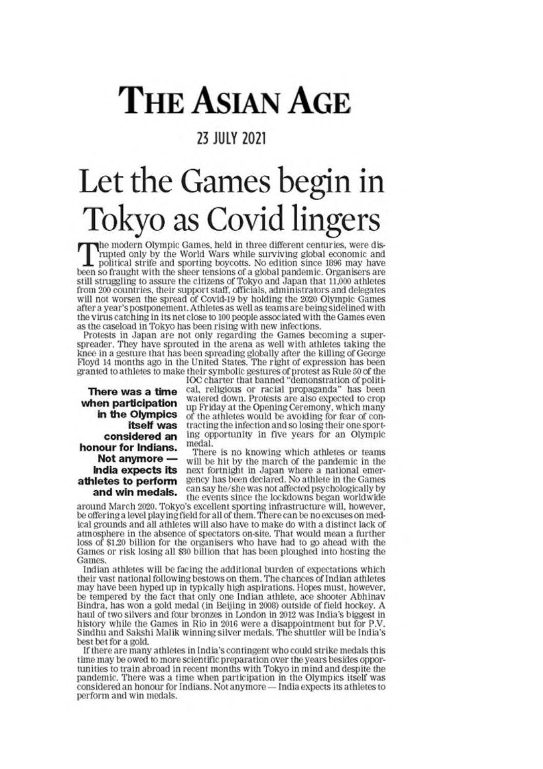# THE ASIAN AGE

23 JULY 2021

# Let the Games begin in Tokyo as Covid lingers

The modern Olympic Games, held in three different centuries, were disrupted only by the World Wars while surviving global economic and political strife and sporting boycotts. No edition since 1896 may have been so fraught with the sheer tensions of a global pandemic. Organisers are still struggling to assure the citizens of Tokyo and Japan that 11,000 athletes from 200 countries, their support staff, officials, administrators and delegates will not worsen the spread of Covid-19 by holding the 2020 Olympic Games after a year's postponement. Athletes as well as teams are being sidelined with the virus catching in its net close to 100 people associated with the Games even as the caseload in Tokyo has been rising with new infections.

Protests in Japan are not only regarding the Games becoming a super-spreader. They have sprouted in the arena as well with athletes taking the knee in a gesture that has been spreading globally after the killing of George Floyd 14 months ago in the United States. The right of expression has been granted to athletes to make their symbolic gestures of protest as Rule 50 of the IOC charter that banned "demonstration of political, religious or racial propaganda" has been watered down. Protests are also expected to crop up Friday at the Opening Ceremony, which many of the athletes would be avoiding for fear of contracting the infection and so losing their one sporting opportunity in five years for an Olympic medal.

**There was a time when participation in the Olympics itself was considered an honour for Indians. Not anymore — India expects its athletes to perform and win medals.**

There is no knowing which athletes or teams will be hit by the march of the pandemic in the next fortnight in Japan where a national emergency has been declared. No athlete in the Games can say he/she was not affected psychologically by the events since the lockdowns began worldwide around March 2020. Tokyo's excellent sporting infrastructure will, however, be offering a level playing field for all of them. There can be no excuses on medical grounds and all athletes will also have to make do with a distinct lack of atmosphere in the absence of spectators on-site. That would mean a further loss of $1.20 billion for the organisers who have had to go ahead with the Games or risk losing all $30 billion that has been ploughed into hosting the Games.

Indian athletes will be facing the additional burden of expectations which their vast national following bestows on them. The chances of Indian athletes may have been hyped up in typically high aspirations. Hopes must, however, be tempered by the fact that only one Indian athlete, ace shooter Abhinav Bindra, has won a gold medal (in Beijing in 2008) outside of field hockey. A haul of two silvers and four bronzes in London in 2012 was India's biggest in history while the Games in Rio in 2016 were a disappointment but for P.V. Sindhu and Sakshi Malik winning silver medals. The shuttler will be India's best bet for a gold.

If there are many athletes in India's contingent who could strike medals this time may be owed to more scientific preparation over the years besides opportunities to train abroad in recent months with Tokyo in mind and despite the pandemic. There was a time when participation in the Olympics itself was considered an honour for Indians. Not anymore — India expects its athletes to perform and win medals.